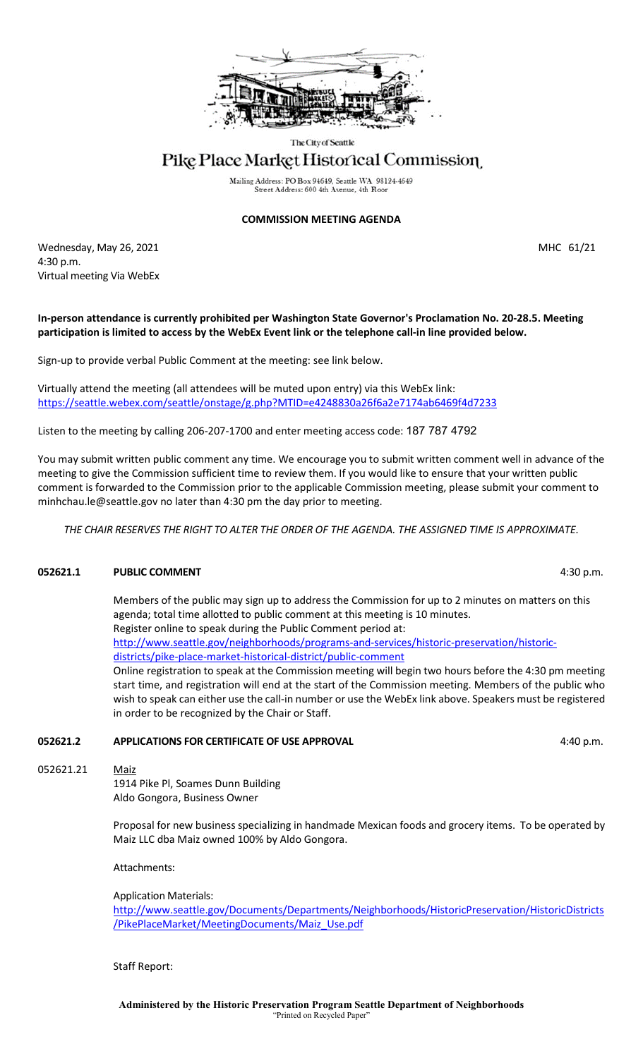The City of Seattle

# Pike Place Market Historical Commission

Mailing Address: PO Box 94649, Seattle WA 98124-4649
Street Address: 600 4th Avenue, 4th Floor

## COMMISSION MEETING AGENDA

Wednesday, May 26, 2021 MHC 61/21
4:30 p.m.
Virtual meeting Via WebEx

**In-person attendance is currently prohibited per Washington State Governor's Proclamation No. 20-28.5. Meeting participation is limited to access by the WebEx Event link or the telephone call-in line provided below.**

Sign-up to provide verbal Public Comment at the meeting: see link below.

Virtually attend the meeting (all attendees will be muted upon entry) via this WebEx link:
https://seattle.webex.com/seattle/onstage/g.php?MTID=e4248830a26f6a2e7174ab6469f4d7233

Listen to the meeting by calling 206-207-1700 and enter meeting access code: 187 787 4792

You may submit written public comment any time. We encourage you to submit written comment well in advance of the meeting to give the Commission sufficient time to review them. If you would like to ensure that your written public comment is forwarded to the Commission prior to the applicable Commission meeting, please submit your comment to minhchau.le@seattle.gov no later than 4:30 pm the day prior to meeting.

*THE CHAIR RESERVES THE RIGHT TO ALTER THE ORDER OF THE AGENDA. THE ASSIGNED TIME IS APPROXIMATE.*

**052621.1 PUBLIC COMMENT** 4:30 p.m.

Members of the public may sign up to address the Commission for up to 2 minutes on matters on this agenda; total time allotted to public comment at this meeting is 10 minutes.
Register online to speak during the Public Comment period at:
http://www.seattle.gov/neighborhoods/programs-and-services/historic-preservation/historic-districts/pike-place-market-historical-district/public-comment
Online registration to speak at the Commission meeting will begin two hours before the 4:30 pm meeting start time, and registration will end at the start of the Commission meeting. Members of the public who wish to speak can either use the call-in number or use the WebEx link above. Speakers must be registered in order to be recognized by the Chair or Staff.

**052621.2 APPLICATIONS FOR CERTIFICATE OF USE APPROVAL** 4:40 p.m.

052621.21 Maiz
1914 Pike Pl, Soames Dunn Building
Aldo Gongora, Business Owner

Proposal for new business specializing in handmade Mexican foods and grocery items. To be operated by Maiz LLC dba Maiz owned 100% by Aldo Gongora.

Attachments:

Application Materials:
http://www.seattle.gov/Documents/Departments/Neighborhoods/HistoricPreservation/HistoricDistricts/PikePlaceMarket/MeetingDocuments/Maiz_Use.pdf

Staff Report:

**Administered by the Historic Preservation Program Seattle Department of Neighborhoods**
"Printed on Recycled Paper"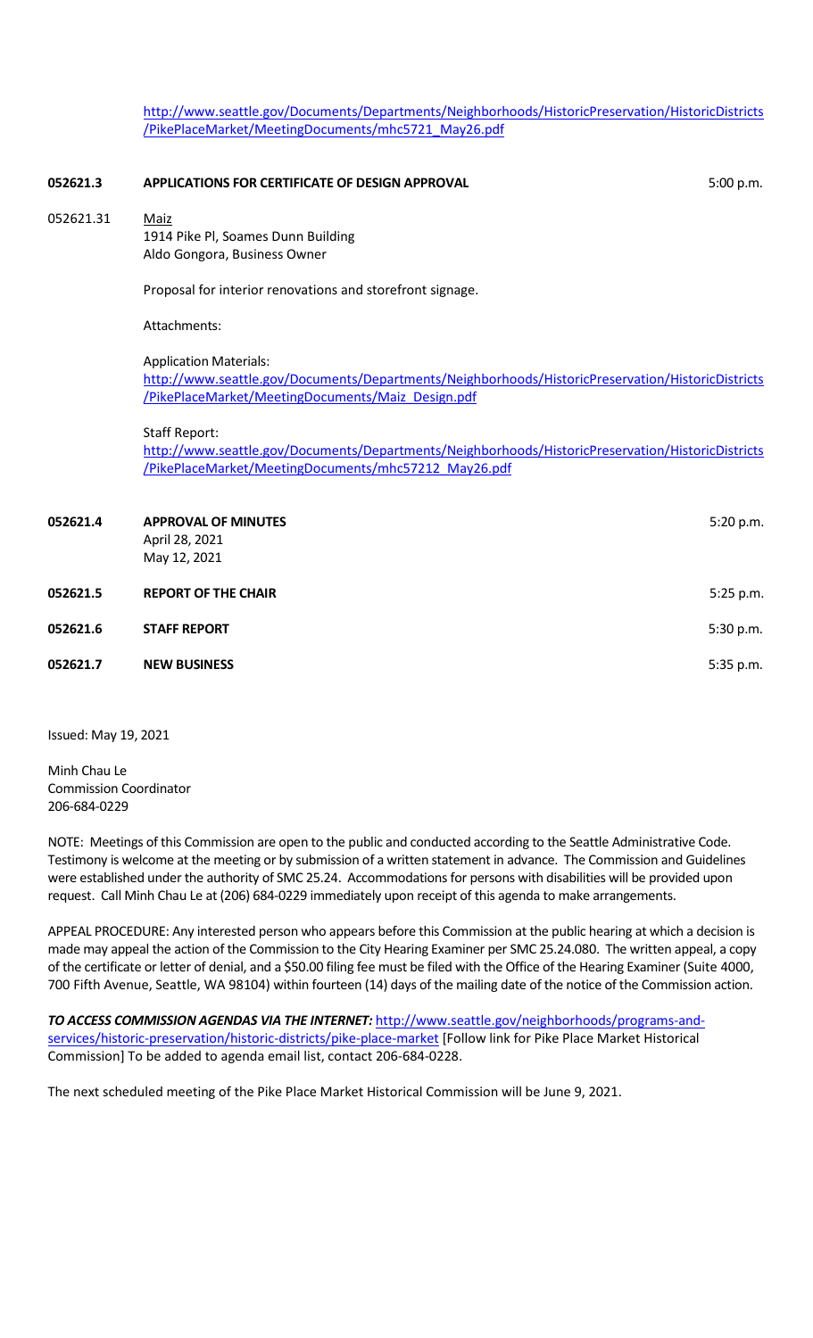http://www.seattle.gov/Documents/Departments/Neighborhoods/HistoricPreservation/HistoricDistricts/PikePlaceMarket/MeetingDocuments/mhc5721_May26.pdf

**052621.3 APPLICATIONS FOR CERTIFICATE OF DESIGN APPROVAL** 5:00 p.m.

052621.31 Maiz
1914 Pike Pl, Soames Dunn Building
Aldo Gongora, Business Owner

Proposal for interior renovations and storefront signage.

Attachments:

Application Materials:
http://www.seattle.gov/Documents/Departments/Neighborhoods/HistoricPreservation/HistoricDistricts/PikePlaceMarket/MeetingDocuments/Maiz_Design.pdf

Staff Report:
http://www.seattle.gov/Documents/Departments/Neighborhoods/HistoricPreservation/HistoricDistricts/PikePlaceMarket/MeetingDocuments/mhc57212_May26.pdf

**052621.4 APPROVAL OF MINUTES** 5:20 p.m.
April 28, 2021
May 12, 2021

**052621.5 REPORT OF THE CHAIR** 5:25 p.m.

**052621.6 STAFF REPORT** 5:30 p.m.

**052621.7 NEW BUSINESS** 5:35 p.m.

Issued: May 19, 2021

Minh Chau Le
Commission Coordinator
206-684-0229

NOTE: Meetings of this Commission are open to the public and conducted according to the Seattle Administrative Code. Testimony is welcome at the meeting or by submission of a written statement in advance. The Commission and Guidelines were established under the authority of SMC 25.24. Accommodations for persons with disabilities will be provided upon request. Call Minh Chau Le at (206) 684-0229 immediately upon receipt of this agenda to make arrangements.

APPEAL PROCEDURE: Any interested person who appears before this Commission at the public hearing at which a decision is made may appeal the action of the Commission to the City Hearing Examiner per SMC 25.24.080. The written appeal, a copy of the certificate or letter of denial, and a $50.00 filing fee must be filed with the Office of the Hearing Examiner (Suite 4000, 700 Fifth Avenue, Seattle, WA 98104) within fourteen (14) days of the mailing date of the notice of the Commission action.

***TO ACCESS COMMISSION AGENDAS VIA THE INTERNET:*** http://www.seattle.gov/neighborhoods/programs-and-services/historic-preservation/historic-districts/pike-place-market [Follow link for Pike Place Market Historical Commission] To be added to agenda email list, contact 206-684-0228.

The next scheduled meeting of the Pike Place Market Historical Commission will be June 9, 2021.